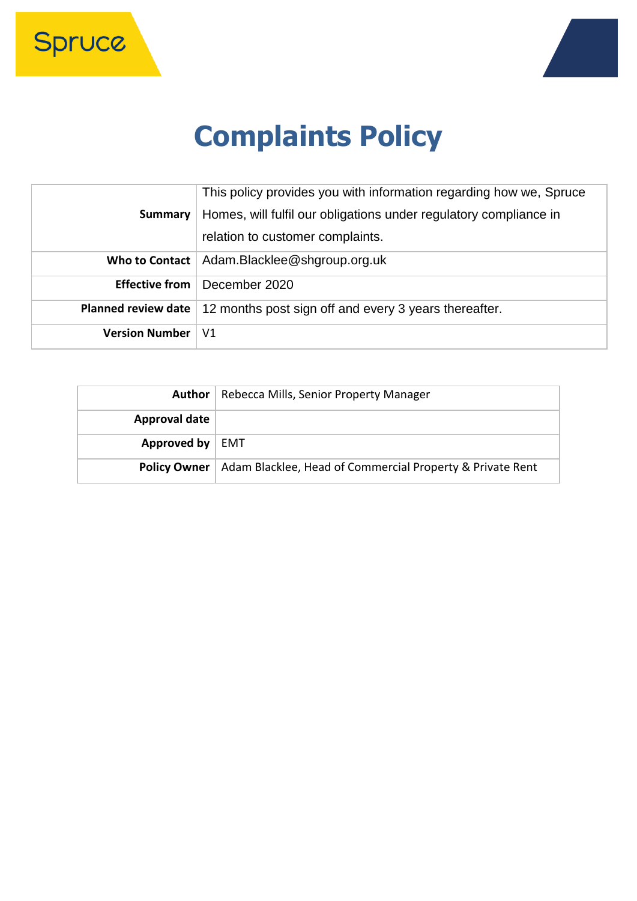Spruce

# Complaints Policy

| | |
|---|---|
| **Summary** | This policy provides you with information regarding how we, Spruce Homes, will fulfil our obligations under regulatory compliance in relation to customer complaints. |
| **Who to Contact** | Adam.Blacklee@shgroup.org.uk |
| **Effective from** | December 2020 |
| **Planned review date** | 12 months post sign off and every 3 years thereafter. |
| **Version Number** | V1 |

| | |
|---|---|
| **Author** | Rebecca Mills, Senior Property Manager |
| **Approval date** | |
| **Approved by** | EMT |
| **Policy Owner** | Adam Blacklee, Head of Commercial Property & Private Rent |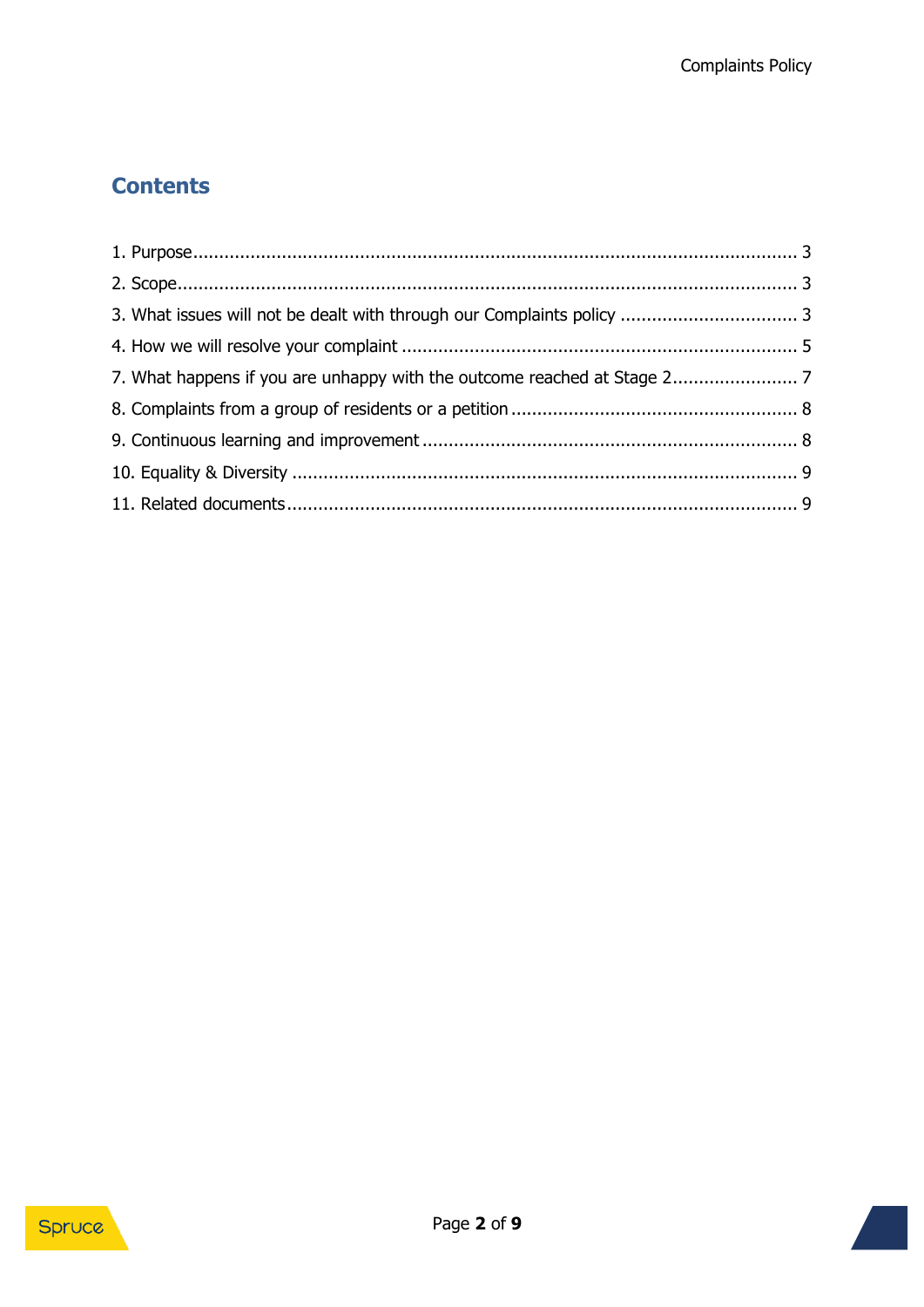## Contents

1. Purpose ........................................................................................................................ 3
2. Scope .......................................................................................................................... 3
3. What issues will not be dealt with through our Complaints policy ................................ 3
4. How we will resolve your complaint .............................................................................. 5
7. What happens if you are unhappy with the outcome reached at Stage 2 ....................... 7
8. Complaints from a group of residents or a petition ........................................................ 8
9. Continuous learning and improvement .......................................................................... 8
10. Equality & Diversity .................................................................................................... 9
11. Related documents ..................................................................................................... 9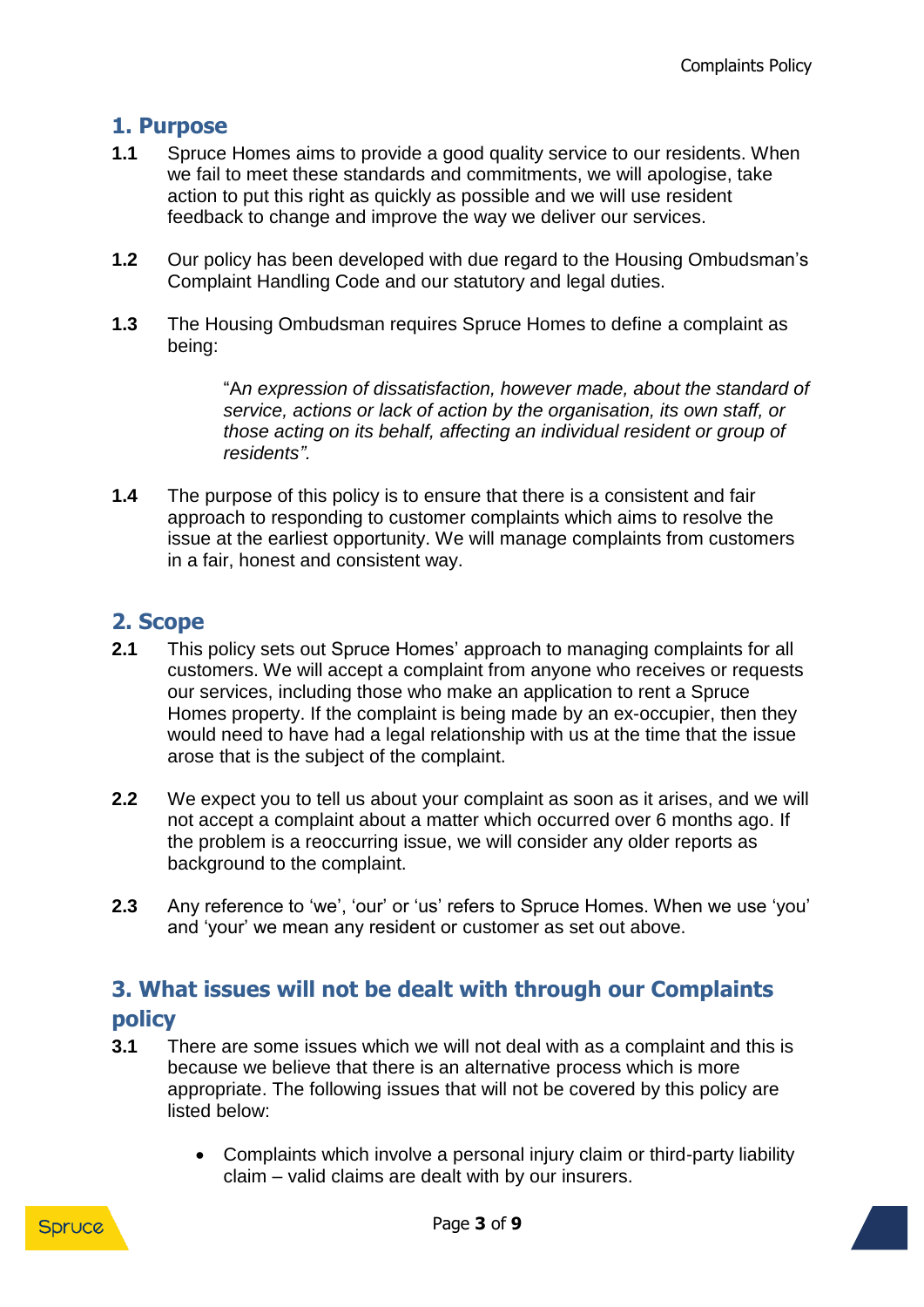## 1. Purpose

**1.1** Spruce Homes aims to provide a good quality service to our residents. When we fail to meet these standards and commitments, we will apologise, take action to put this right as quickly as possible and we will use resident feedback to change and improve the way we deliver our services.

**1.2** Our policy has been developed with due regard to the Housing Ombudsman's Complaint Handling Code and our statutory and legal duties.

**1.3** The Housing Ombudsman requires Spruce Homes to define a complaint as being:

> "A*n expression of dissatisfaction, however made, about the standard of service, actions or lack of action by the organisation, its own staff, or those acting on its behalf, affecting an individual resident or group of residents".*

**1.4** The purpose of this policy is to ensure that there is a consistent and fair approach to responding to customer complaints which aims to resolve the issue at the earliest opportunity. We will manage complaints from customers in a fair, honest and consistent way.

## 2. Scope

**2.1** This policy sets out Spruce Homes' approach to managing complaints for all customers. We will accept a complaint from anyone who receives or requests our services, including those who make an application to rent a Spruce Homes property. If the complaint is being made by an ex-occupier, then they would need to have had a legal relationship with us at the time that the issue arose that is the subject of the complaint.

**2.2** We expect you to tell us about your complaint as soon as it arises, and we will not accept a complaint about a matter which occurred over 6 months ago. If the problem is a reoccurring issue, we will consider any older reports as background to the complaint.

**2.3** Any reference to 'we', 'our' or 'us' refers to Spruce Homes. When we use 'you' and 'your' we mean any resident or customer as set out above.

## 3. What issues will not be dealt with through our Complaints policy

**3.1** There are some issues which we will not deal with as a complaint and this is because we believe that there is an alternative process which is more appropriate. The following issues that will not be covered by this policy are listed below:

- Complaints which involve a personal injury claim or third-party liability claim – valid claims are dealt with by our insurers.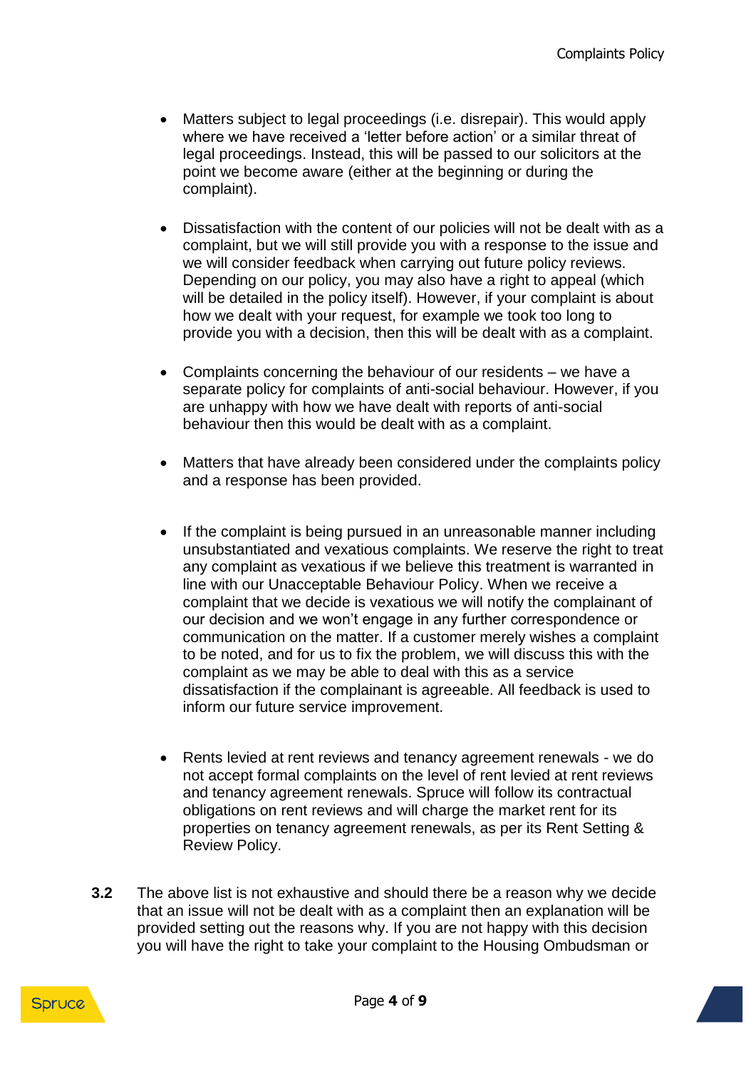- Matters subject to legal proceedings (i.e. disrepair). This would apply where we have received a 'letter before action' or a similar threat of legal proceedings. Instead, this will be passed to our solicitors at the point we become aware (either at the beginning or during the complaint).

- Dissatisfaction with the content of our policies will not be dealt with as a complaint, but we will still provide you with a response to the issue and we will consider feedback when carrying out future policy reviews. Depending on our policy, you may also have a right to appeal (which will be detailed in the policy itself). However, if your complaint is about how we dealt with your request, for example we took too long to provide you with a decision, then this will be dealt with as a complaint.

- Complaints concerning the behaviour of our residents – we have a separate policy for complaints of anti-social behaviour. However, if you are unhappy with how we have dealt with reports of anti-social behaviour then this would be dealt with as a complaint.

- Matters that have already been considered under the complaints policy and a response has been provided.

- If the complaint is being pursued in an unreasonable manner including unsubstantiated and vexatious complaints. We reserve the right to treat any complaint as vexatious if we believe this treatment is warranted in line with our Unacceptable Behaviour Policy. When we receive a complaint that we decide is vexatious we will notify the complainant of our decision and we won't engage in any further correspondence or communication on the matter. If a customer merely wishes a complaint to be noted, and for us to fix the problem, we will discuss this with the complaint as we may be able to deal with this as a service dissatisfaction if the complainant is agreeable. All feedback is used to inform our future service improvement.

- Rents levied at rent reviews and tenancy agreement renewals - we do not accept formal complaints on the level of rent levied at rent reviews and tenancy agreement renewals. Spruce will follow its contractual obligations on rent reviews and will charge the market rent for its properties on tenancy agreement renewals, as per its Rent Setting & Review Policy.

**3.2** The above list is not exhaustive and should there be a reason why we decide that an issue will not be dealt with as a complaint then an explanation will be provided setting out the reasons why. If you are not happy with this decision you will have the right to take your complaint to the Housing Ombudsman or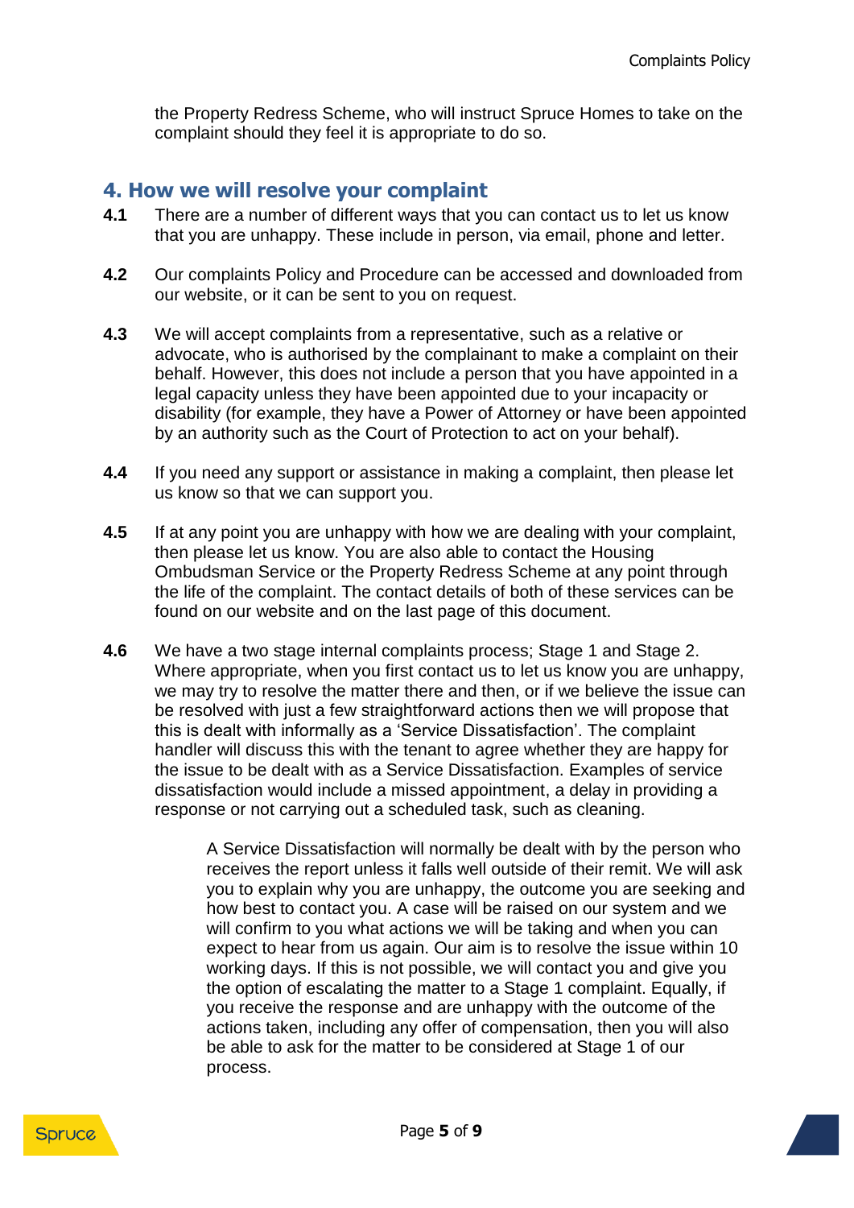the Property Redress Scheme, who will instruct Spruce Homes to take on the complaint should they feel it is appropriate to do so.

## 4. How we will resolve your complaint

**4.1** There are a number of different ways that you can contact us to let us know that you are unhappy. These include in person, via email, phone and letter.

**4.2** Our complaints Policy and Procedure can be accessed and downloaded from our website, or it can be sent to you on request.

**4.3** We will accept complaints from a representative, such as a relative or advocate, who is authorised by the complainant to make a complaint on their behalf. However, this does not include a person that you have appointed in a legal capacity unless they have been appointed due to your incapacity or disability (for example, they have a Power of Attorney or have been appointed by an authority such as the Court of Protection to act on your behalf).

**4.4** If you need any support or assistance in making a complaint, then please let us know so that we can support you.

**4.5** If at any point you are unhappy with how we are dealing with your complaint, then please let us know. You are also able to contact the Housing Ombudsman Service or the Property Redress Scheme at any point through the life of the complaint. The contact details of both of these services can be found on our website and on the last page of this document.

**4.6** We have a two stage internal complaints process; Stage 1 and Stage 2. Where appropriate, when you first contact us to let us know you are unhappy, we may try to resolve the matter there and then, or if we believe the issue can be resolved with just a few straightforward actions then we will propose that this is dealt with informally as a 'Service Dissatisfaction'. The complaint handler will discuss this with the tenant to agree whether they are happy for the issue to be dealt with as a Service Dissatisfaction. Examples of service dissatisfaction would include a missed appointment, a delay in providing a response or not carrying out a scheduled task, such as cleaning.

A Service Dissatisfaction will normally be dealt with by the person who receives the report unless it falls well outside of their remit. We will ask you to explain why you are unhappy, the outcome you are seeking and how best to contact you. A case will be raised on our system and we will confirm to you what actions we will be taking and when you can expect to hear from us again. Our aim is to resolve the issue within 10 working days. If this is not possible, we will contact you and give you the option of escalating the matter to a Stage 1 complaint. Equally, if you receive the response and are unhappy with the outcome of the actions taken, including any offer of compensation, then you will also be able to ask for the matter to be considered at Stage 1 of our process.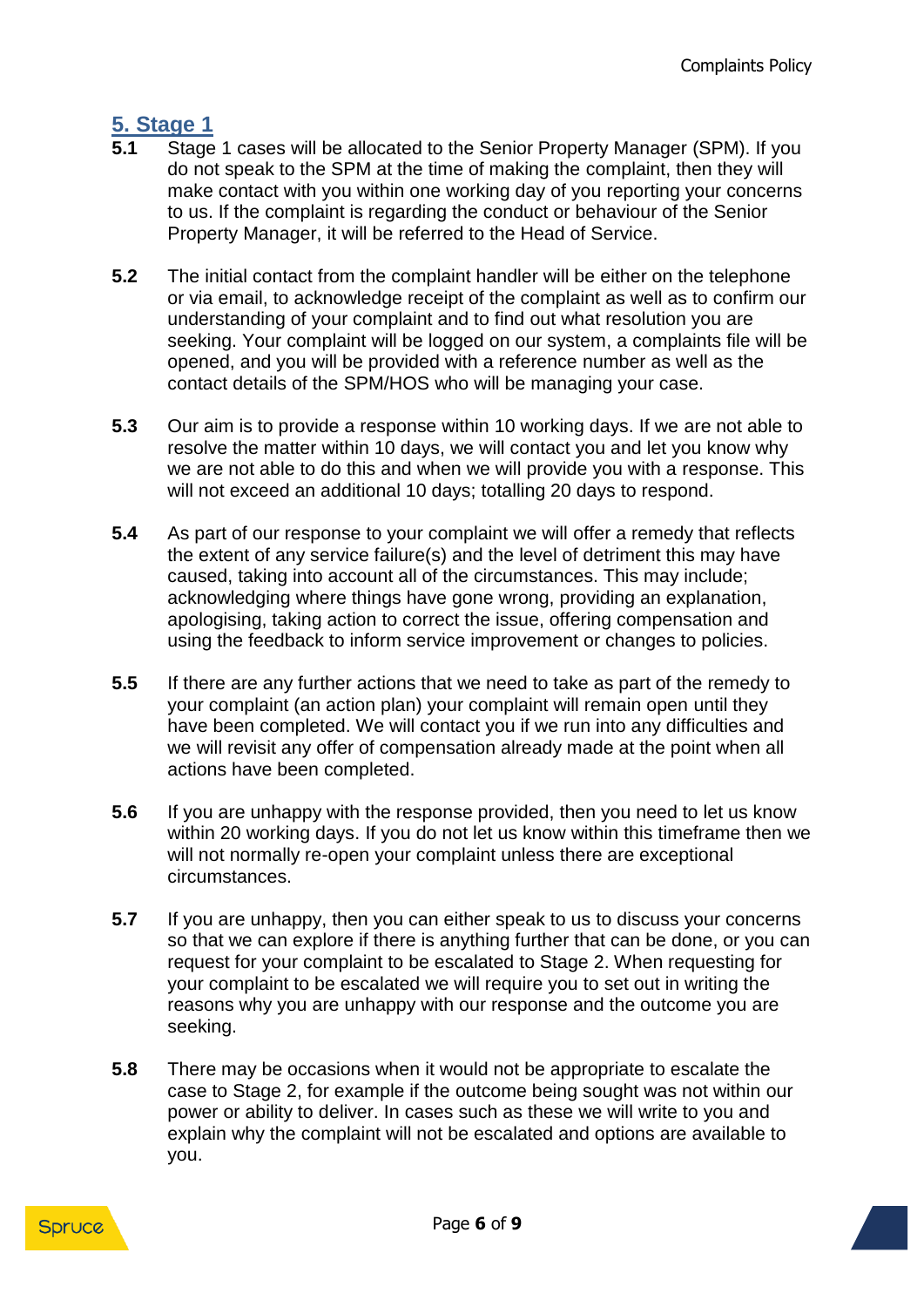## 5. Stage 1

**5.1** Stage 1 cases will be allocated to the Senior Property Manager (SPM). If you do not speak to the SPM at the time of making the complaint, then they will make contact with you within one working day of you reporting your concerns to us. If the complaint is regarding the conduct or behaviour of the Senior Property Manager, it will be referred to the Head of Service.

**5.2** The initial contact from the complaint handler will be either on the telephone or via email, to acknowledge receipt of the complaint as well as to confirm our understanding of your complaint and to find out what resolution you are seeking. Your complaint will be logged on our system, a complaints file will be opened, and you will be provided with a reference number as well as the contact details of the SPM/HOS who will be managing your case.

**5.3** Our aim is to provide a response within 10 working days. If we are not able to resolve the matter within 10 days, we will contact you and let you know why we are not able to do this and when we will provide you with a response. This will not exceed an additional 10 days; totalling 20 days to respond.

**5.4** As part of our response to your complaint we will offer a remedy that reflects the extent of any service failure(s) and the level of detriment this may have caused, taking into account all of the circumstances. This may include; acknowledging where things have gone wrong, providing an explanation, apologising, taking action to correct the issue, offering compensation and using the feedback to inform service improvement or changes to policies.

**5.5** If there are any further actions that we need to take as part of the remedy to your complaint (an action plan) your complaint will remain open until they have been completed. We will contact you if we run into any difficulties and we will revisit any offer of compensation already made at the point when all actions have been completed.

**5.6** If you are unhappy with the response provided, then you need to let us know within 20 working days. If you do not let us know within this timeframe then we will not normally re-open your complaint unless there are exceptional circumstances.

**5.7** If you are unhappy, then you can either speak to us to discuss your concerns so that we can explore if there is anything further that can be done, or you can request for your complaint to be escalated to Stage 2. When requesting for your complaint to be escalated we will require you to set out in writing the reasons why you are unhappy with our response and the outcome you are seeking.

**5.8** There may be occasions when it would not be appropriate to escalate the case to Stage 2, for example if the outcome being sought was not within our power or ability to deliver. In cases such as these we will write to you and explain why the complaint will not be escalated and options are available to you.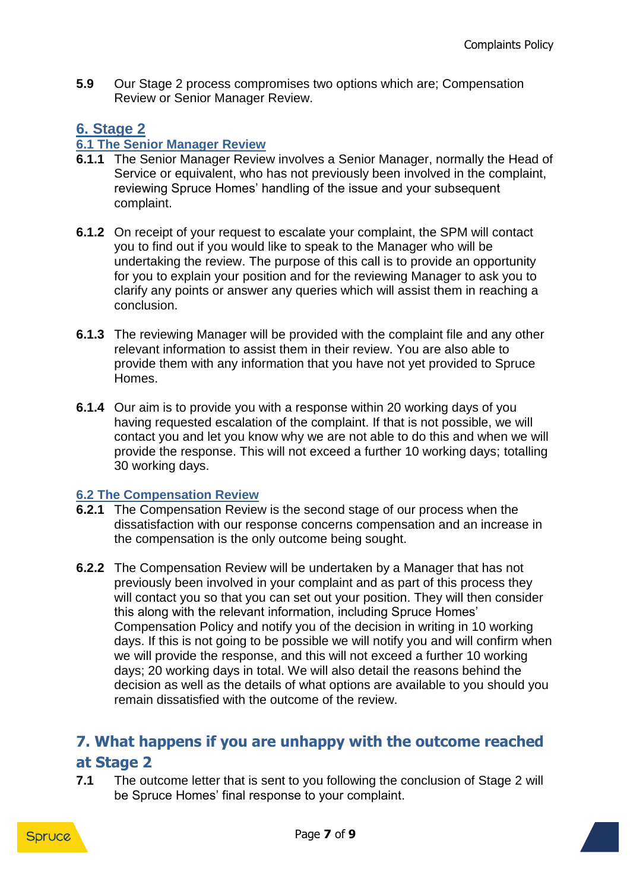**5.9** Our Stage 2 process compromises two options which are; Compensation Review or Senior Manager Review.

## 6. Stage 2

### 6.1 The Senior Manager Review

**6.1.1** The Senior Manager Review involves a Senior Manager, normally the Head of Service or equivalent, who has not previously been involved in the complaint, reviewing Spruce Homes' handling of the issue and your subsequent complaint.

**6.1.2** On receipt of your request to escalate your complaint, the SPM will contact you to find out if you would like to speak to the Manager who will be undertaking the review. The purpose of this call is to provide an opportunity for you to explain your position and for the reviewing Manager to ask you to clarify any points or answer any queries which will assist them in reaching a conclusion.

**6.1.3** The reviewing Manager will be provided with the complaint file and any other relevant information to assist them in their review. You are also able to provide them with any information that you have not yet provided to Spruce Homes.

**6.1.4** Our aim is to provide you with a response within 20 working days of you having requested escalation of the complaint. If that is not possible, we will contact you and let you know why we are not able to do this and when we will provide the response. This will not exceed a further 10 working days; totalling 30 working days.

### 6.2 The Compensation Review

**6.2.1** The Compensation Review is the second stage of our process when the dissatisfaction with our response concerns compensation and an increase in the compensation is the only outcome being sought.

**6.2.2** The Compensation Review will be undertaken by a Manager that has not previously been involved in your complaint and as part of this process they will contact you so that you can set out your position. They will then consider this along with the relevant information, including Spruce Homes' Compensation Policy and notify you of the decision in writing in 10 working days. If this is not going to be possible we will notify you and will confirm when we will provide the response, and this will not exceed a further 10 working days; 20 working days in total. We will also detail the reasons behind the decision as well as the details of what options are available to you should you remain dissatisfied with the outcome of the review.

## 7. What happens if you are unhappy with the outcome reached at Stage 2

**7.1** The outcome letter that is sent to you following the conclusion of Stage 2 will be Spruce Homes' final response to your complaint.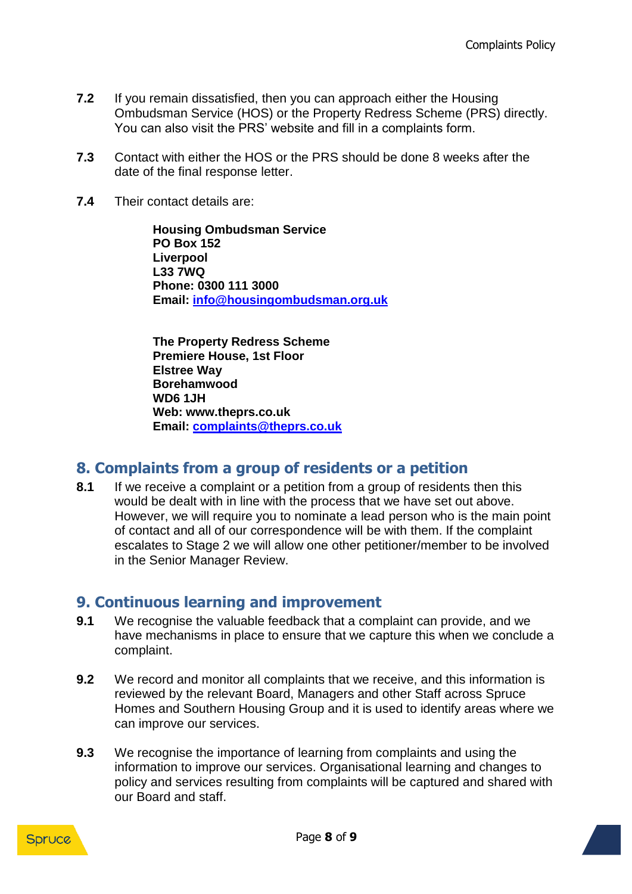**7.2** If you remain dissatisfied, then you can approach either the Housing Ombudsman Service (HOS) or the Property Redress Scheme (PRS) directly. You can also visit the PRS' website and fill in a complaints form.

**7.3** Contact with either the HOS or the PRS should be done 8 weeks after the date of the final response letter.

**7.4** Their contact details are:

> **Housing Ombudsman Service**
> **PO Box 152**
> **Liverpool**
> **L33 7WQ**
> **Phone: 0300 111 3000**
> **Email: info@housingombudsman.org.uk**

> **The Property Redress Scheme**
> **Premiere House, 1st Floor**
> **Elstree Way**
> **Borehamwood**
> **WD6 1JH**
> **Web: www.theprs.co.uk**
> **Email: complaints@theprs.co.uk**

## 8. Complaints from a group of residents or a petition

**8.1** If we receive a complaint or a petition from a group of residents then this would be dealt with in line with the process that we have set out above. However, we will require you to nominate a lead person who is the main point of contact and all of our correspondence will be with them. If the complaint escalates to Stage 2 we will allow one other petitioner/member to be involved in the Senior Manager Review.

## 9. Continuous learning and improvement

**9.1** We recognise the valuable feedback that a complaint can provide, and we have mechanisms in place to ensure that we capture this when we conclude a complaint.

**9.2** We record and monitor all complaints that we receive, and this information is reviewed by the relevant Board, Managers and other Staff across Spruce Homes and Southern Housing Group and it is used to identify areas where we can improve our services.

**9.3** We recognise the importance of learning from complaints and using the information to improve our services. Organisational learning and changes to policy and services resulting from complaints will be captured and shared with our Board and staff.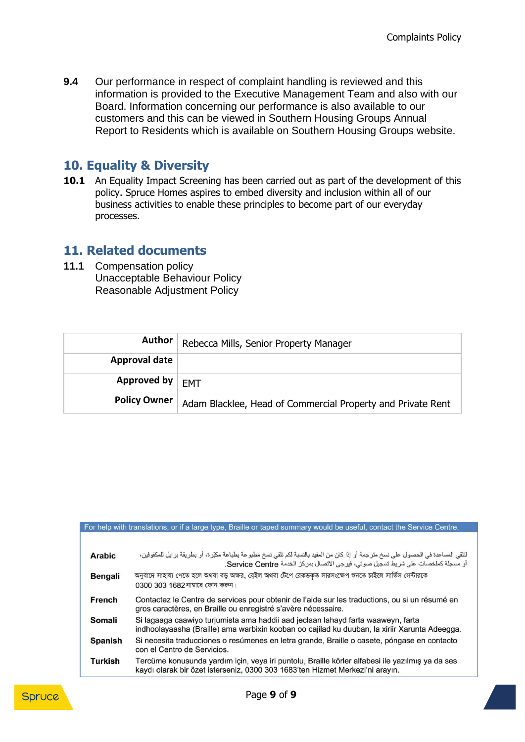**9.4** Our performance in respect of complaint handling is reviewed and this information is provided to the Executive Management Team and also with our Board. Information concerning our performance is also available to our customers and this can be viewed in Southern Housing Groups Annual Report to Residents which is available on Southern Housing Groups website.

## 10. Equality & Diversity

**10.1** An Equality Impact Screening has been carried out as part of the development of this policy. Spruce Homes aspires to embed diversity and inclusion within all of our business activities to enable these principles to become part of our everyday processes.

## 11. Related documents

**11.1** Compensation policy
Unacceptable Behaviour Policy
Reasonable Adjustment Policy

| | |
|---|---|
| **Author** | Rebecca Mills, Senior Property Manager |
| **Approval date** | |
| **Approved by** | EMT |
| **Policy Owner** | Adam Blacklee, Head of Commercial Property and Private Rent |

| For help with translations, or if a large type, Braille or taped summary would be useful, contact the Service Centre. | |
|---|---|
| **Arabic** | لتلقي المساعدة في الحصول على نسخ مترجمة أو إذا كان من المفيد بالنسبة لكم تلقي نسخ مطبوعة بطباعة مكبّرة، أو بطريقة برايل للمكفوفين، أو مسجلة كملخصات على شريط تسجيل صوتي، فيرجى الاتصال بمركز الخدمة Service Centre. |
| **Bengali** | অনুবাদে সাহায্য পেতে হলে অথবা বড় অক্ষর, ব্রেইল অথবা টেপে রেকডকৃত সারসংক্ষেপ শুনতে চাইলে সার্ভিস সেন্টারকে 0300 303 1682 নাম্বারে ফোন করুন। |
| **French** | Contactez le Centre de services pour obtenir de l'aide sur les traductions, ou si un résumé en gros caractères, en Braille ou enregistré s'avère nécessaire. |
| **Somali** | Si lagaaga caawiyo turjumista ama haddii aad jeclaan lahayd farta waaweyn, farta indhoolayaasha (Braille) ama warbixin kooban oo cajilad ku duuban, la xiriir Xarunta Adeegga. |
| **Spanish** | Si necesita traducciones o resúmenes en letra grande, Braille o casete, póngase en contacto con el Centro de Servicios. |
| **Turkish** | Tercüme konusunda yardım için, veya iri puntolu, Braille körler alfabesi ile yazılmış ya da ses kaydı olarak bir özet isterseniz, 0300 303 1683'ten Hizmet Merkezi'ni arayın. |

Spruce